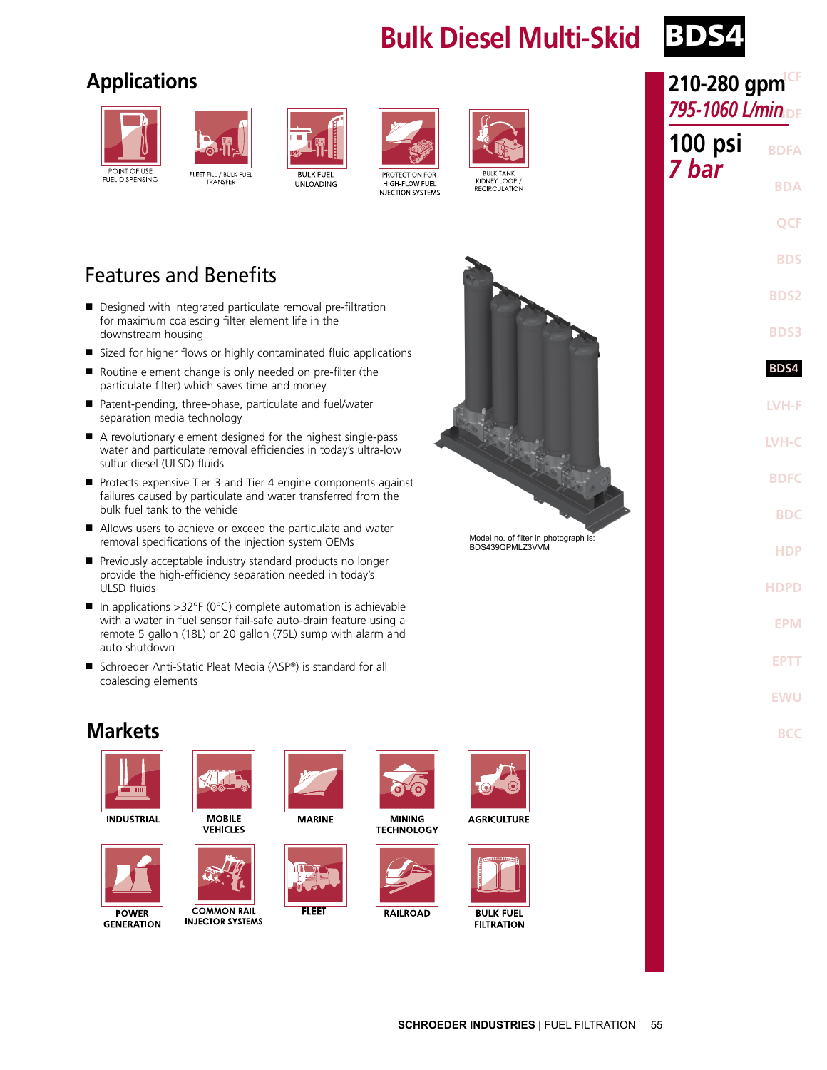# Bulk Diesel Multi-Skid BDS4

**210-280 gpm**
*795-1060 L/min*

**100 psi**
*7 bar*

## Applications

- POINT OF USE FUEL DISPENSING
- FLEET FILL / BULK FUEL TRANSFER
- BULK FUEL UNLOADING
- PROTECTION FOR HIGH-FLOW FUEL INJECTION SYSTEMS
- BULK TANK KIDNEY LOOP / RECIRCULATION

## Features and Benefits

- Designed with integrated particulate removal pre-filtration for maximum coalescing filter element life in the downstream housing
- Sized for higher flows or highly contaminated fluid applications
- Routine element change is only needed on pre-filter (the particulate filter) which saves time and money
- Patent-pending, three-phase, particulate and fuel/water separation media technology
- A revolutionary element designed for the highest single-pass water and particulate removal efficiencies in today's ultra-low sulfur diesel (ULSD) fluids
- Protects expensive Tier 3 and Tier 4 engine components against failures caused by particulate and water transferred from the bulk fuel tank to the vehicle
- Allows users to achieve or exceed the particulate and water removal specifications of the injection system OEMs
- Previously acceptable industry standard products no longer provide the high-efficiency separation needed in today's ULSD fluids
- In applications >32°F (0°C) complete automation is achievable with a water in fuel sensor fail-safe auto-drain feature using a remote 5 gallon (18L) or 20 gallon (75L) sump with alarm and auto shutdown
- Schroeder Anti-Static Pleat Media (ASP®) is standard for all coalescing elements

Model no. of filter in photograph is: BDS439QPMLZ3VVM

## Markets

- INDUSTRIAL
- MOBILE VEHICLES
- MARINE
- MINING TECHNOLOGY
- AGRICULTURE
- POWER GENERATION
- COMMON RAIL INJECTOR SYSTEMS
- FLEET
- RAILROAD
- BULK FUEL FILTRATION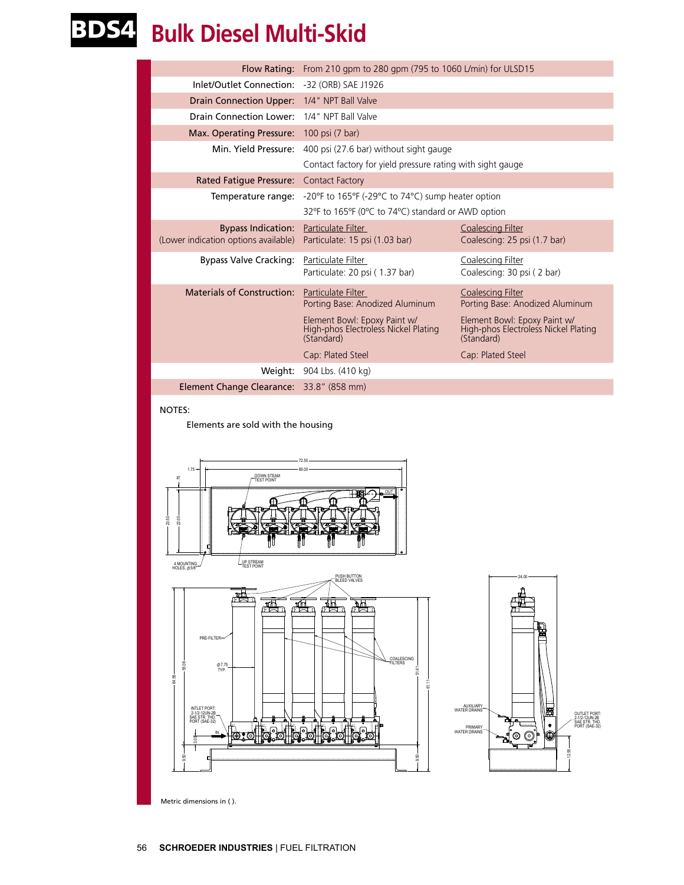# BDS4 Bulk Diesel Multi-Skid

| | | |
|---|---|---|
| Flow Rating: | From 210 gpm to 280 gpm (795 to 1060 L/min) for ULSD15 | |
| Inlet/Outlet Connection: | -32 (ORB) SAE J1926 | |
| Drain Connection Upper: | 1/4" NPT Ball Valve | |
| Drain Connection Lower: | 1/4" NPT Ball Valve | |
| Max. Operating Pressure: | 100 psi (7 bar) | |
| Min. Yield Pressure: | 400 psi (27.6 bar) without sight gauge | |
| | Contact factory for yield pressure rating with sight gauge | |
| Rated Fatigue Pressure: | Contact Factory | |
| Temperature range: | -20ºF to 165ºF (-29ºC to 74ºC) sump heater option | |
| | 32ºF to 165ºF (0ºC to 74ºC) standard or AWD option | |
| Bypass Indication: (Lower indication options available) | Particulate Filter Particulate: 15 psi (1.03 bar) | Coalescing Filter Coalescing: 25 psi (1.7 bar) |
| Bypass Valve Cracking: | Particulate Filter Particulate: 20 psi ( 1.37 bar) | Coalescing Filter Coalescing: 30 psi ( 2 bar) |
| Materials of Construction: | Particulate Filter Porting Base: Anodized Aluminum | Coalescing Filter Porting Base: Anodized Aluminum |
| | Element Bowl: Epoxy Paint w/ High-phos Electroless Nickel Plating (Standard) | Element Bowl: Epoxy Paint w/ High-phos Electroless Nickel Plating (Standard) |
| | Cap: Plated Steel | Cap: Plated Steel |
| Weight: | 904 Lbs. (410 kg) | |
| Element Change Clearance: | 33.8" (858 mm) | |

NOTES:

Elements are sold with the housing

Metric dimensions in ( ).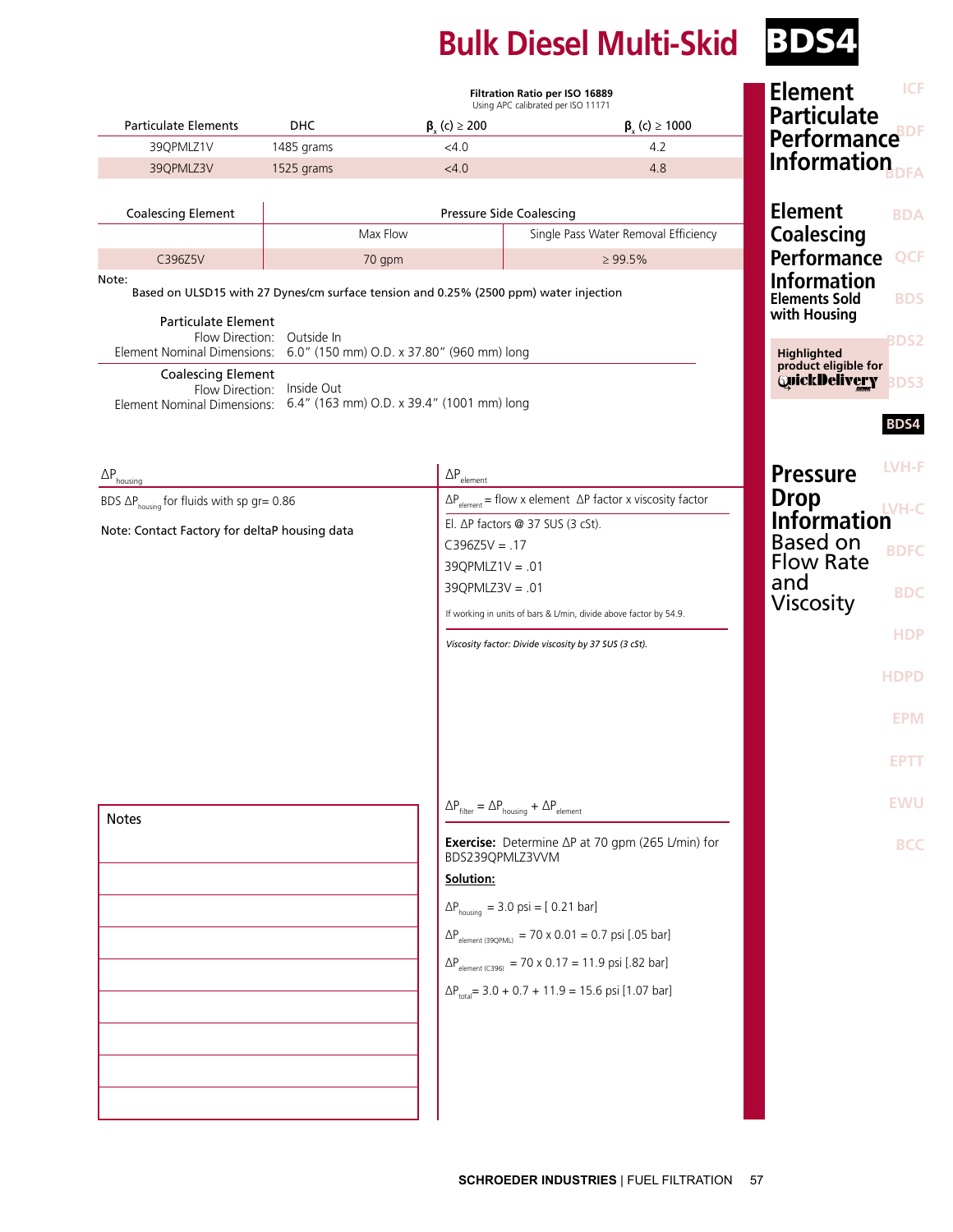# Bulk Diesel Multi-Skid BDS4

## Element Particulate Performance Information

| Particulate Elements | DHC | Filtration Ratio per ISO 16889 (Using APC calibrated per ISO 11171) $\beta_x(c) \geq 200$ | $\beta_x(c) \geq 1000$ |
|---|---|---|---|
| 39QPMLZ1V | 1485 grams | <4.0 | 4.2 |
| 39QPMLZ3V | 1525 grams | <4.0 | 4.8 |

## Element Coalescing Performance Information

| Coalescing Element | Pressure Side Coalescing | |
|---|---|---|
| | Max Flow | Single Pass Water Removal Efficiency |
| C396Z5V | 70 gpm | ≥ 99.5% |

Note:
Based on ULSD15 with 27 Dynes/cm surface tension and 0.25% (2500 ppm) water injection

### Elements Sold with Housing

**Particulate Element**
Flow Direction: Outside In
Element Nominal Dimensions: 6.0" (150 mm) O.D. x 37.80" (960 mm) long

**Coalescing Element**
Flow Direction: Inside Out
Element Nominal Dimensions: 6.4" (163 mm) O.D. x 39.4" (1001 mm) long

Highlighted product eligible for QuickDelivery

## Pressure Drop Information Based on Flow Rate and Viscosity

### $\Delta P_{housing}$

BDS $\Delta P_{housing}$ for fluids with sp gr= 0.86

Note: Contact Factory for deltaP housing data

### $\Delta P_{element}$

$\Delta P_{element}$ = flow x element $\Delta P$ factor x viscosity factor

El. $\Delta P$ factors @ 37 SUS (3 cSt).

C396Z5V = .17

39QPMLZ1V = .01

39QPMLZ3V = .01

If working in units of bars & L/min, divide above factor by 54.9.

*Viscosity factor: Divide viscosity by 37 SUS (3 cSt).*

$\Delta P_{filter} = \Delta P_{housing} + \Delta P_{element}$

**Exercise:** Determine $\Delta P$ at 70 gpm (265 L/min) for BDS239QPMLZ3VVM

**Solution:**

$\Delta P_{housing}$ = 3.0 psi = [ 0.21 bar]

$\Delta P_{element\ (39QPML)}$ = 70 x 0.01 = 0.7 psi [.05 bar]

$\Delta P_{element\ (C396)}$ = 70 x 0.17 = 11.9 psi [.82 bar]

$\Delta P_{total}$ = 3.0 + 0.7 + 11.9 = 15.6 psi [1.07 bar]

Notes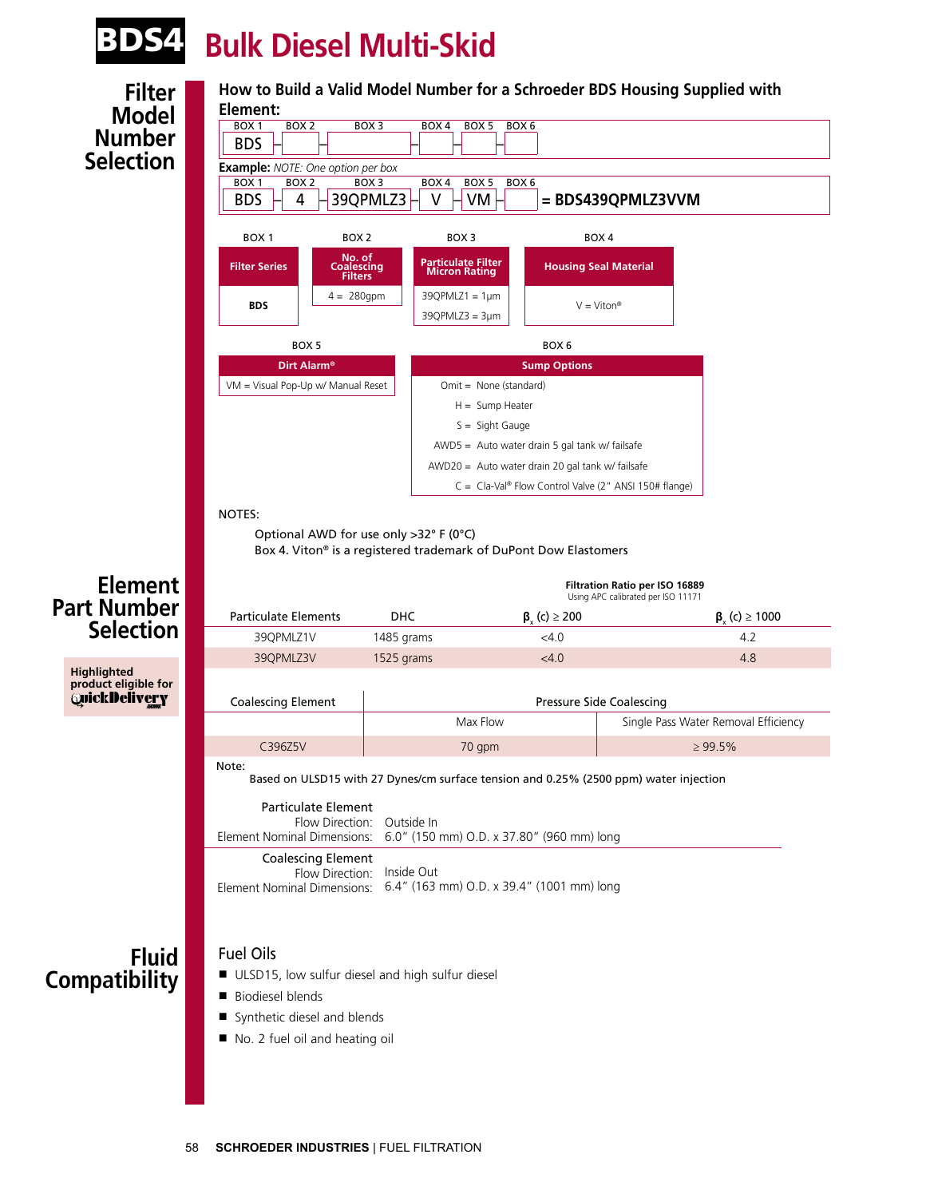# BDS4 Bulk Diesel Multi-Skid

## Filter Model Number Selection

**How to Build a Valid Model Number for a Schroeder BDS Housing Supplied with Element:**

| BOX 1 | BOX 2 | BOX 3 | BOX 4 | BOX 5 | BOX 6 |
|---|---|---|---|---|---|
| BDS | | | | | |

**Example:** *NOTE: One option per box*

| BOX 1 | BOX 2 | BOX 3 | BOX 4 | BOX 5 | BOX 6 | |
|---|---|---|---|---|---|---|
| BDS | 4 | 39QPMLZ3 | V | VM | | = BDS439QPMLZ3VVM |

**BOX 1 – Filter Series**

| Filter Series |
|---|
| BDS |

**BOX 2 – No. of Coalescing Filters**

| No. of Coalescing Filters |
|---|
| 4 = 280gpm |

**BOX 3 – Particulate Filter Micron Rating**

| Particulate Filter Micron Rating |
|---|
| 39QPMLZ1 = 1µm |
| 39QPMLZ3 = 3µm |

**BOX 4 – Housing Seal Material**

| Housing Seal Material |
|---|
| V = Viton® |

**BOX 5 – Dirt Alarm®**

| Dirt Alarm® |
|---|
| VM = Visual Pop-Up w/ Manual Reset |

**BOX 6 – Sump Options**

| Sump Options |
|---|
| Omit = None (standard) |
| H = Sump Heater |
| S = Sight Gauge |
| AWD5 = Auto water drain 5 gal tank w/ failsafe |
| AWD20 = Auto water drain 20 gal tank w/ failsafe |
| C = Cla-Val® Flow Control Valve (2" ANSI 150# flange) |

NOTES:

Optional AWD for use only >32° F (0°C)
Box 4. Viton® is a registered trademark of DuPont Dow Elastomers

## Element Part Number Selection

Highlighted product eligible for QuickDelivery

| Particulate Elements | DHC | Filtration Ratio per ISO 16889 (Using APC calibrated per ISO 11171) $\beta_x$ (c) ≥ 200 | $\beta_x$ (c) ≥ 1000 |
|---|---|---|---|
| 39QPMLZ1V | 1485 grams | <4.0 | 4.2 |
| 39QPMLZ3V | 1525 grams | <4.0 | 4.8 |

| Coalescing Element | Pressure Side Coalescing | |
|---|---|---|
| | Max Flow | Single Pass Water Removal Efficiency |
| C396Z5V | 70 gpm | ≥ 99.5% |

Note:
Based on ULSD15 with 27 Dynes/cm surface tension and 0.25% (2500 ppm) water injection

**Particulate Element**
Flow Direction: Outside In
Element Nominal Dimensions: 6.0" (150 mm) O.D. x 37.80" (960 mm) long

**Coalescing Element**
Flow Direction: Inside Out
Element Nominal Dimensions: 6.4" (163 mm) O.D. x 39.4" (1001 mm) long

## Fluid Compatibility

Fuel Oils

- ULSD15, low sulfur diesel and high sulfur diesel
- Biodiesel blends
- Synthetic diesel and blends
- No. 2 fuel oil and heating oil